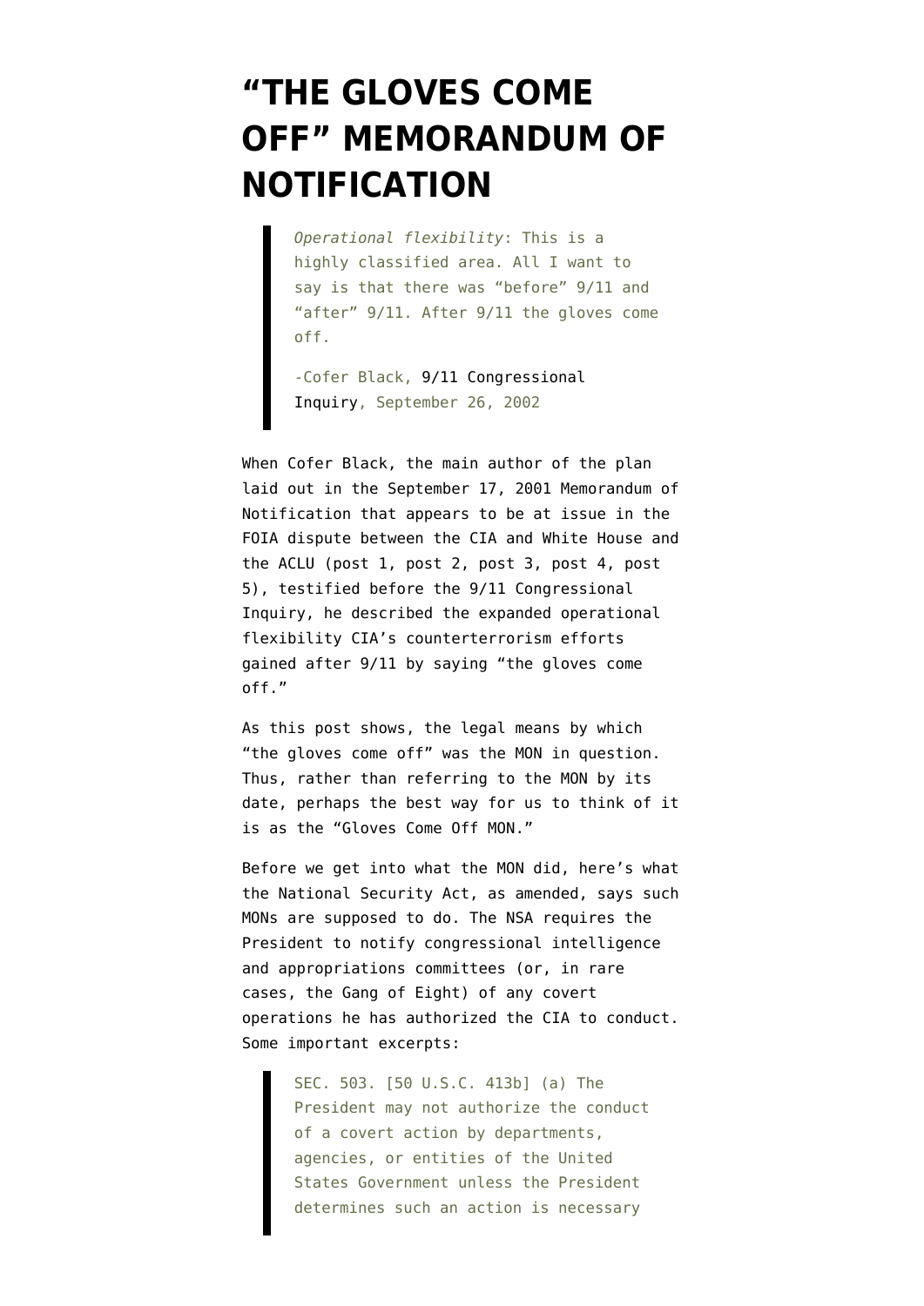# "THE GLOVES COME OFF" MEMORANDUM OF NOTIFICATION

> *Operational flexibility*: This is a highly classified area. All I want to say is that there was "before" 9/11 and "after" 9/11. After 9/11 the gloves come off.
>
> -Cofer Black, 9/11 Congressional Inquiry, September 26, 2002

When Cofer Black, the main author of the plan laid out in the September 17, 2001 Memorandum of Notification that appears to be at issue in the FOIA dispute between the CIA and White House and the ACLU (post 1, post 2, post 3, post 4, post 5), testified before the 9/11 Congressional Inquiry, he described the expanded operational flexibility CIA's counterterrorism efforts gained after 9/11 by saying "the gloves come off."

As this post shows, the legal means by which "the gloves come off" was the MON in question. Thus, rather than referring to the MON by its date, perhaps the best way for us to think of it is as the "Gloves Come Off MON."

Before we get into what the MON did, here's what the National Security Act, as amended, says such MONs are supposed to do. The NSA requires the President to notify congressional intelligence and appropriations committees (or, in rare cases, the Gang of Eight) of any covert operations he has authorized the CIA to conduct. Some important excerpts:

> SEC. 503. [50 U.S.C. 413b] (a) The President may not authorize the conduct of a covert action by departments, agencies, or entities of the United States Government unless the President determines such an action is necessary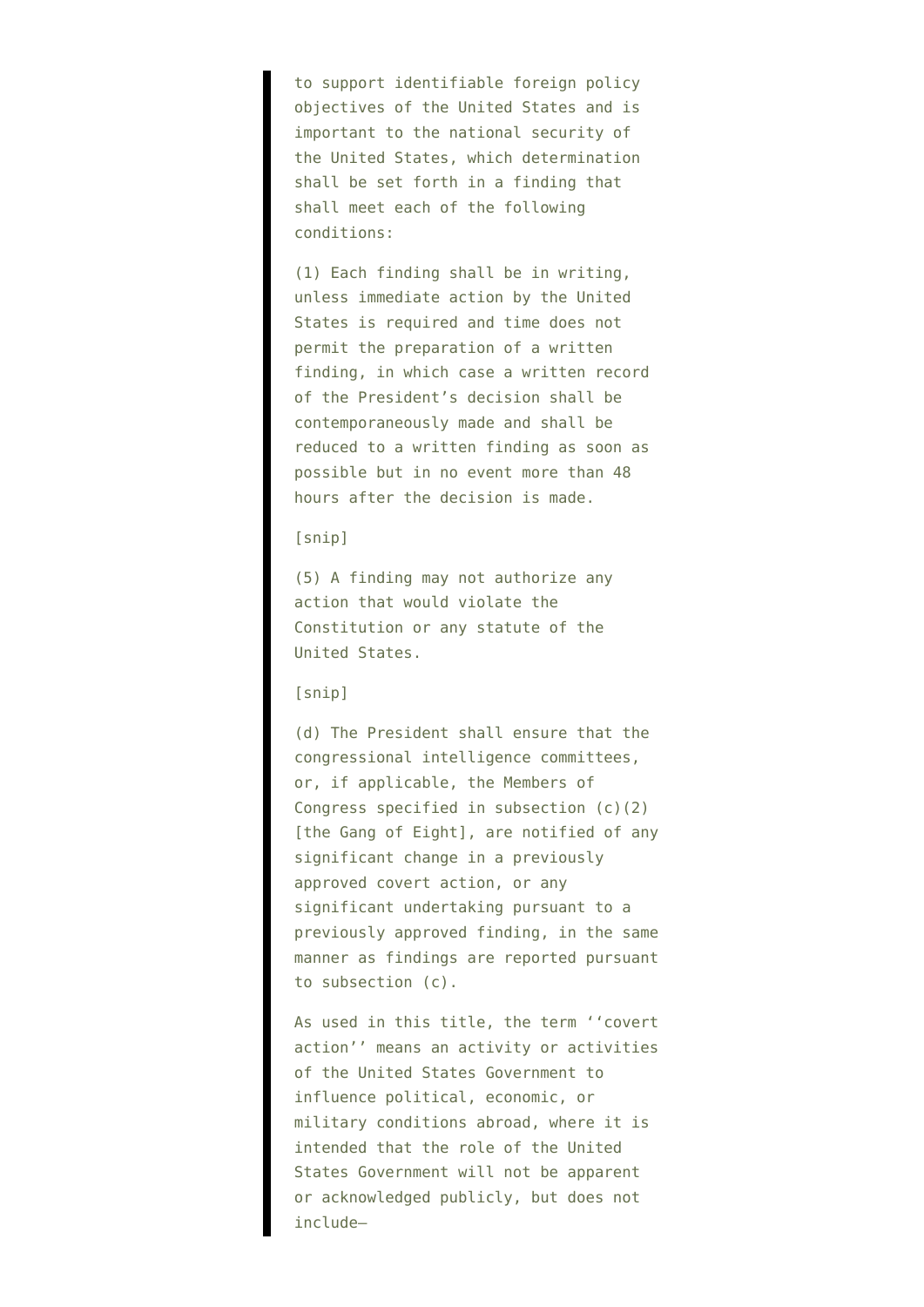> to support identifiable foreign policy objectives of the United States and is important to the national security of the United States, which determination shall be set forth in a finding that shall meet each of the following conditions:
>
> (1) Each finding shall be in writing, unless immediate action by the United States is required and time does not permit the preparation of a written finding, in which case a written record of the President's decision shall be contemporaneously made and shall be reduced to a written finding as soon as possible but in no event more than 48 hours after the decision is made.
>
> [snip]
>
> (5) A finding may not authorize any action that would violate the Constitution or any statute of the United States.
>
> [snip]
>
> (d) The President shall ensure that the congressional intelligence committees, or, if applicable, the Members of Congress specified in subsection (c)(2) [the Gang of Eight], are notified of any significant change in a previously approved covert action, or any significant undertaking pursuant to a previously approved finding, in the same manner as findings are reported pursuant to subsection (c).
>
> As used in this title, the term ''covert action'' means an activity or activities of the United States Government to influence political, economic, or military conditions abroad, where it is intended that the role of the United States Government will not be apparent or acknowledged publicly, but does not include—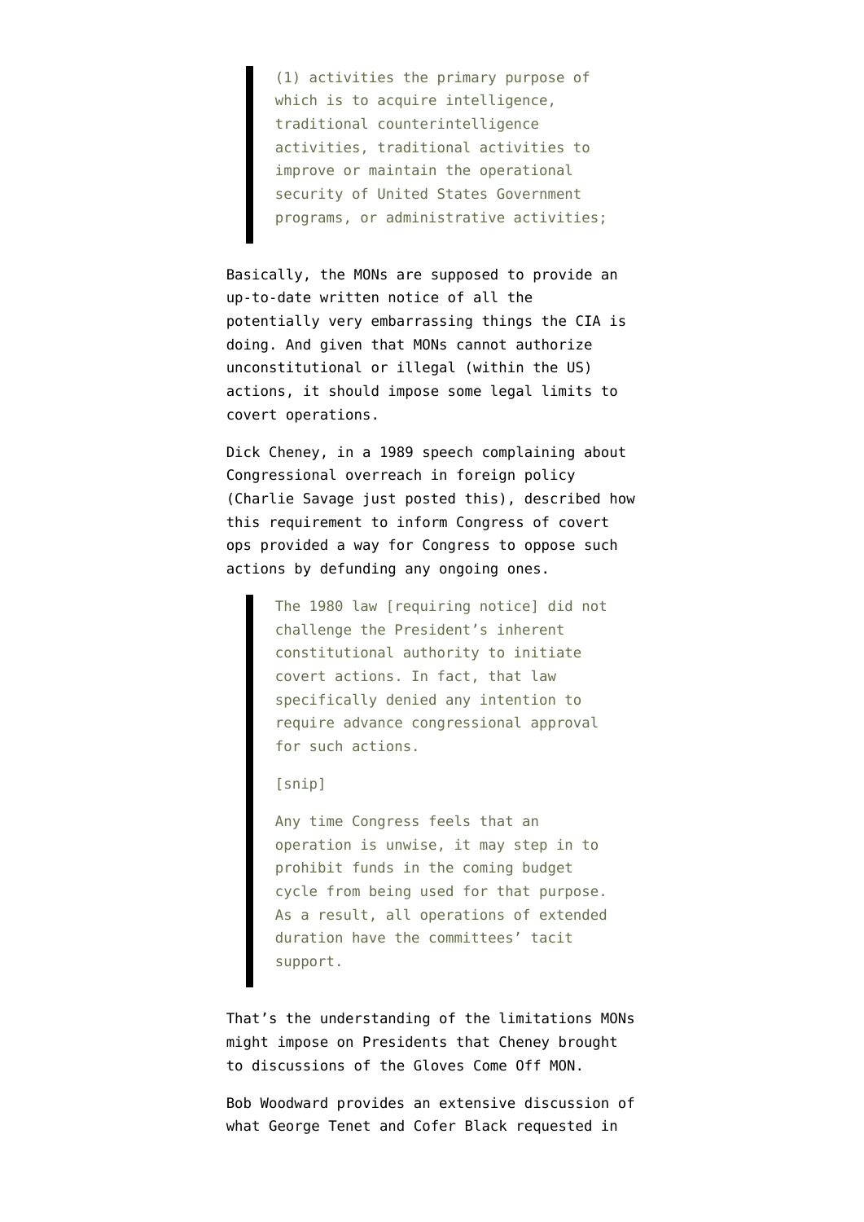> (1) activities the primary purpose of which is to acquire intelligence, traditional counterintelligence activities, traditional activities to improve or maintain the operational security of United States Government programs, or administrative activities;

Basically, the MONs are supposed to provide an up-to-date written notice of all the potentially very embarrassing things the CIA is doing. And given that MONs cannot authorize unconstitutional or illegal (within the US) actions, it should impose some legal limits to covert operations.

Dick Cheney, in a 1989 speech complaining about Congressional overreach in foreign policy (Charlie Savage just posted this), described how this requirement to inform Congress of covert ops provided a way for Congress to oppose such actions by defunding any ongoing ones.

> The 1980 law [requiring notice] did not challenge the President's inherent constitutional authority to initiate covert actions. In fact, that law specifically denied any intention to require advance congressional approval for such actions.
>
> [snip]
>
> Any time Congress feels that an operation is unwise, it may step in to prohibit funds in the coming budget cycle from being used for that purpose. As a result, all operations of extended duration have the committees' tacit support.

That's the understanding of the limitations MONs might impose on Presidents that Cheney brought to discussions of the Gloves Come Off MON.

Bob Woodward provides an extensive discussion of what George Tenet and Cofer Black requested in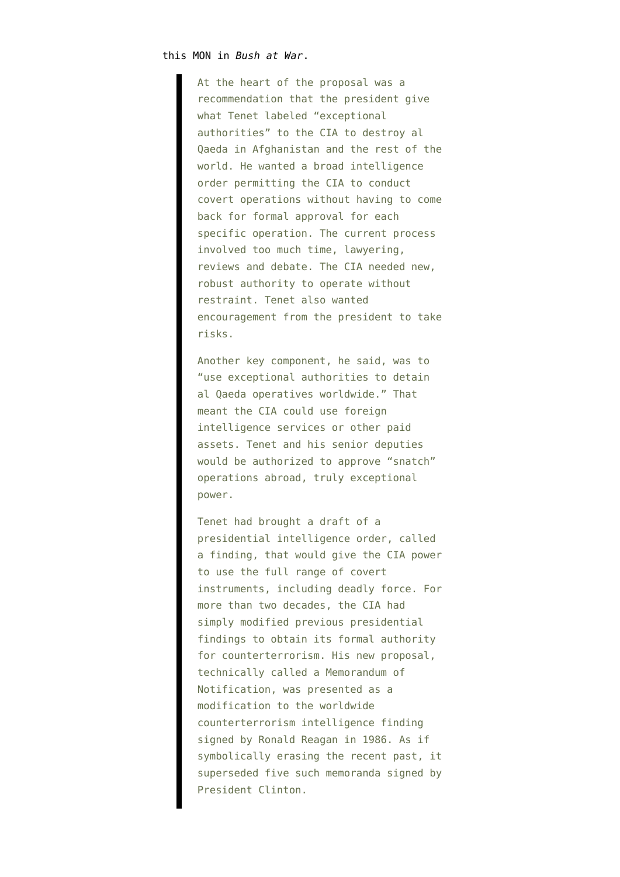this MON in *Bush at War*.

> At the heart of the proposal was a recommendation that the president give what Tenet labeled "exceptional authorities" to the CIA to destroy al Qaeda in Afghanistan and the rest of the world. He wanted a broad intelligence order permitting the CIA to conduct covert operations without having to come back for formal approval for each specific operation. The current process involved too much time, lawyering, reviews and debate. The CIA needed new, robust authority to operate without restraint. Tenet also wanted encouragement from the president to take risks.
>
> Another key component, he said, was to "use exceptional authorities to detain al Qaeda operatives worldwide." That meant the CIA could use foreign intelligence services or other paid assets. Tenet and his senior deputies would be authorized to approve "snatch" operations abroad, truly exceptional power.
>
> Tenet had brought a draft of a presidential intelligence order, called a finding, that would give the CIA power to use the full range of covert instruments, including deadly force. For more than two decades, the CIA had simply modified previous presidential findings to obtain its formal authority for counterterrorism. His new proposal, technically called a Memorandum of Notification, was presented as a modification to the worldwide counterterrorism intelligence finding signed by Ronald Reagan in 1986. As if symbolically erasing the recent past, it superseded five such memoranda signed by President Clinton.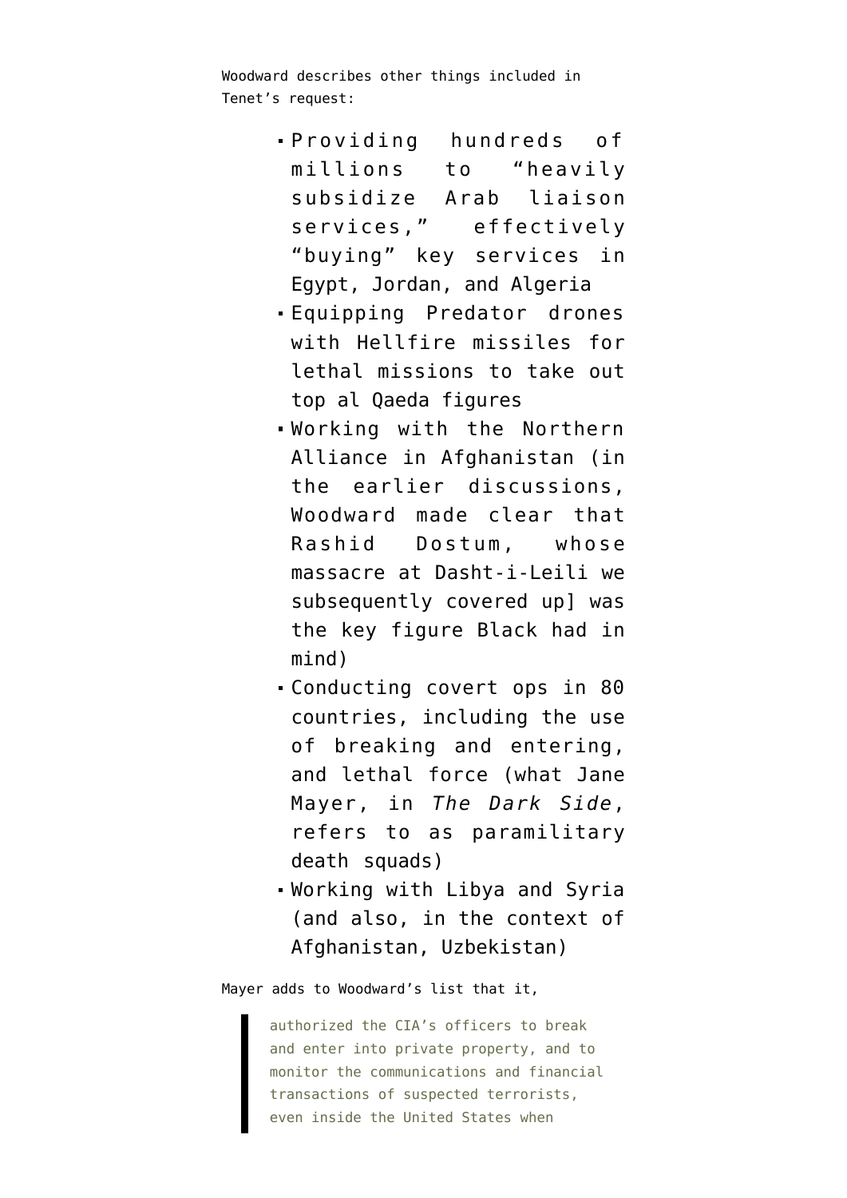Woodward describes other things included in Tenet's request:

- Providing hundreds of millions to "heavily subsidize Arab liaison services," effectively "buying" key services in Egypt, Jordan, and Algeria
- Equipping Predator drones with Hellfire missiles for lethal missions to take out top al Qaeda figures
- Working with the Northern Alliance in Afghanistan (in the earlier discussions, Woodward made clear that Rashid Dostum, whose massacre at Dasht-i-Leili we subsequently covered up] was the key figure Black had in mind)
- Conducting covert ops in 80 countries, including the use of breaking and entering, and lethal force (what Jane Mayer, in *The Dark Side*, refers to as paramilitary death squads)
- Working with Libya and Syria (and also, in the context of Afghanistan, Uzbekistan)

Mayer adds to Woodward's list that it,

> authorized the CIA's officers to break and enter into private property, and to monitor the communications and financial transactions of suspected terrorists, even inside the United States when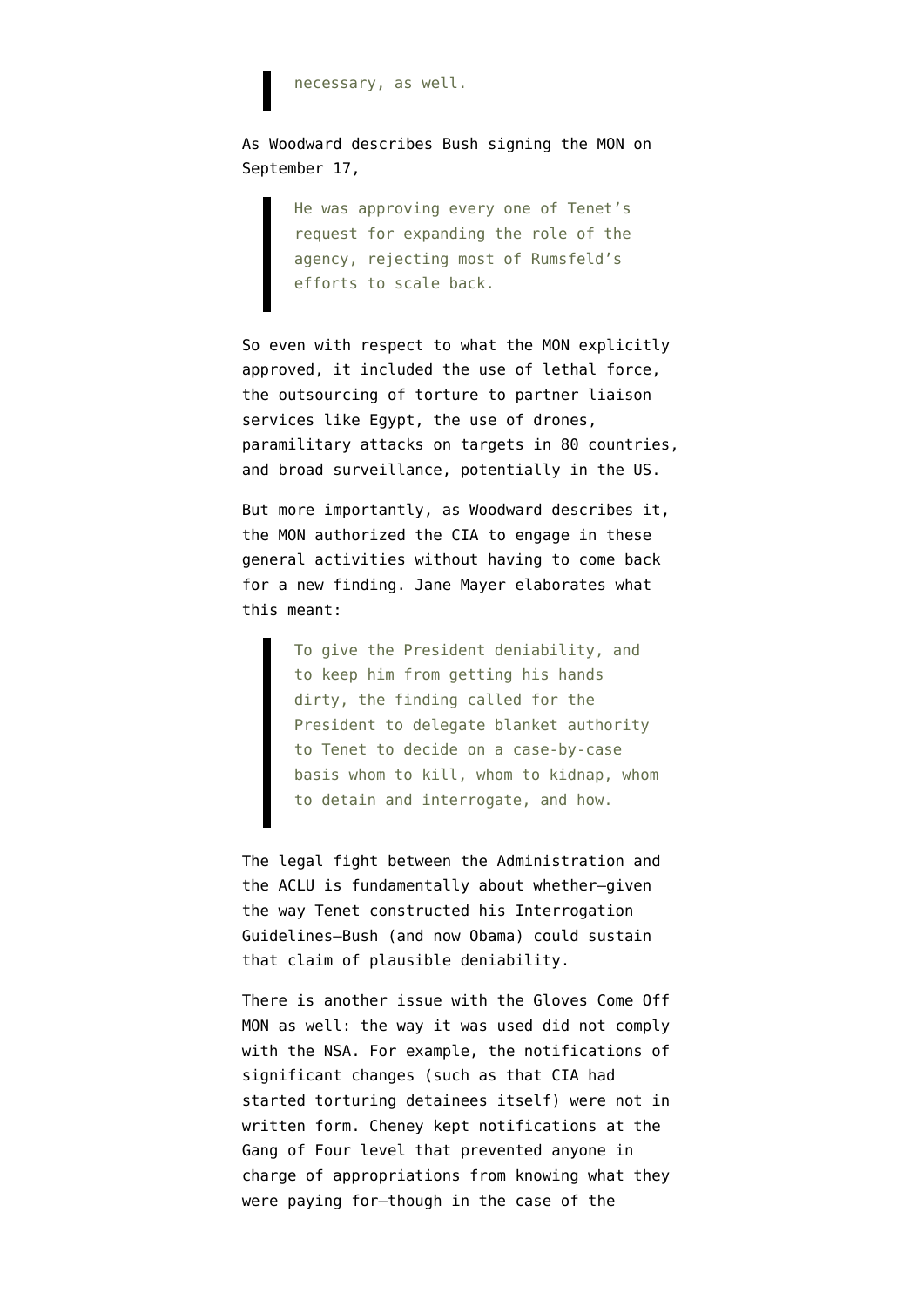> necessary, as well.

As Woodward describes Bush signing the MON on September 17,

> He was approving every one of Tenet's request for expanding the role of the agency, rejecting most of Rumsfeld's efforts to scale back.

So even with respect to what the MON explicitly approved, it included the use of lethal force, the outsourcing of torture to partner liaison services like Egypt, the use of drones, paramilitary attacks on targets in 80 countries, and broad surveillance, potentially in the US.

But more importantly, as Woodward describes it, the MON authorized the CIA to engage in these general activities without having to come back for a new finding. Jane Mayer elaborates what this meant:

> To give the President deniability, and to keep him from getting his hands dirty, the finding called for the President to delegate blanket authority to Tenet to decide on a case-by-case basis whom to kill, whom to kidnap, whom to detain and interrogate, and how.

The legal fight between the Administration and the ACLU is fundamentally about whether—given the way Tenet constructed his Interrogation Guidelines—Bush (and now Obama) could sustain that claim of plausible deniability.

There is another issue with the Gloves Come Off MON as well: the way it was used did not comply with the NSA. For example, the notifications of significant changes (such as that CIA had started torturing detainees itself) were not in written form. Cheney kept notifications at the Gang of Four level that prevented anyone in charge of appropriations from knowing what they were paying for—though in the case of the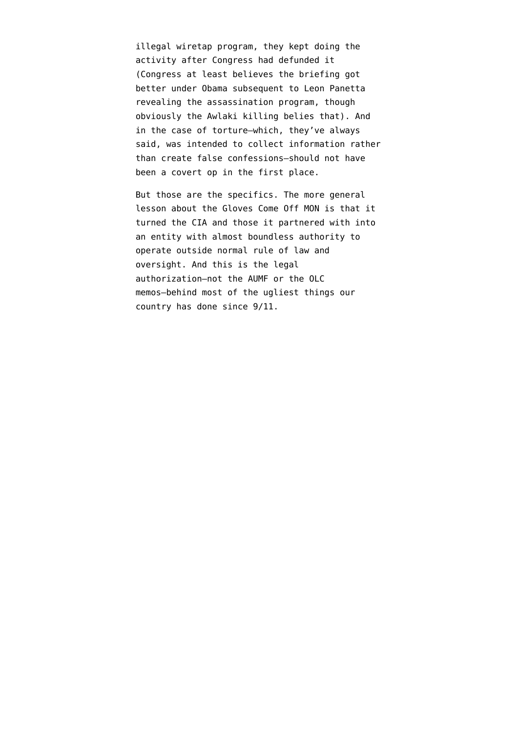illegal wiretap program, they kept doing the activity after Congress had defunded it (Congress at least believes the briefing got better under Obama subsequent to Leon Panetta revealing the assassination program, though obviously the Awlaki killing belies that). And in the case of torture—which, they've always said, was intended to collect information rather than create false confessions—should not have been a covert op in the first place.

But those are the specifics. The more general lesson about the Gloves Come Off MON is that it turned the CIA and those it partnered with into an entity with almost boundless authority to operate outside normal rule of law and oversight. And this is the legal authorization—not the AUMF or the OLC memos—behind most of the ugliest things our country has done since 9/11.